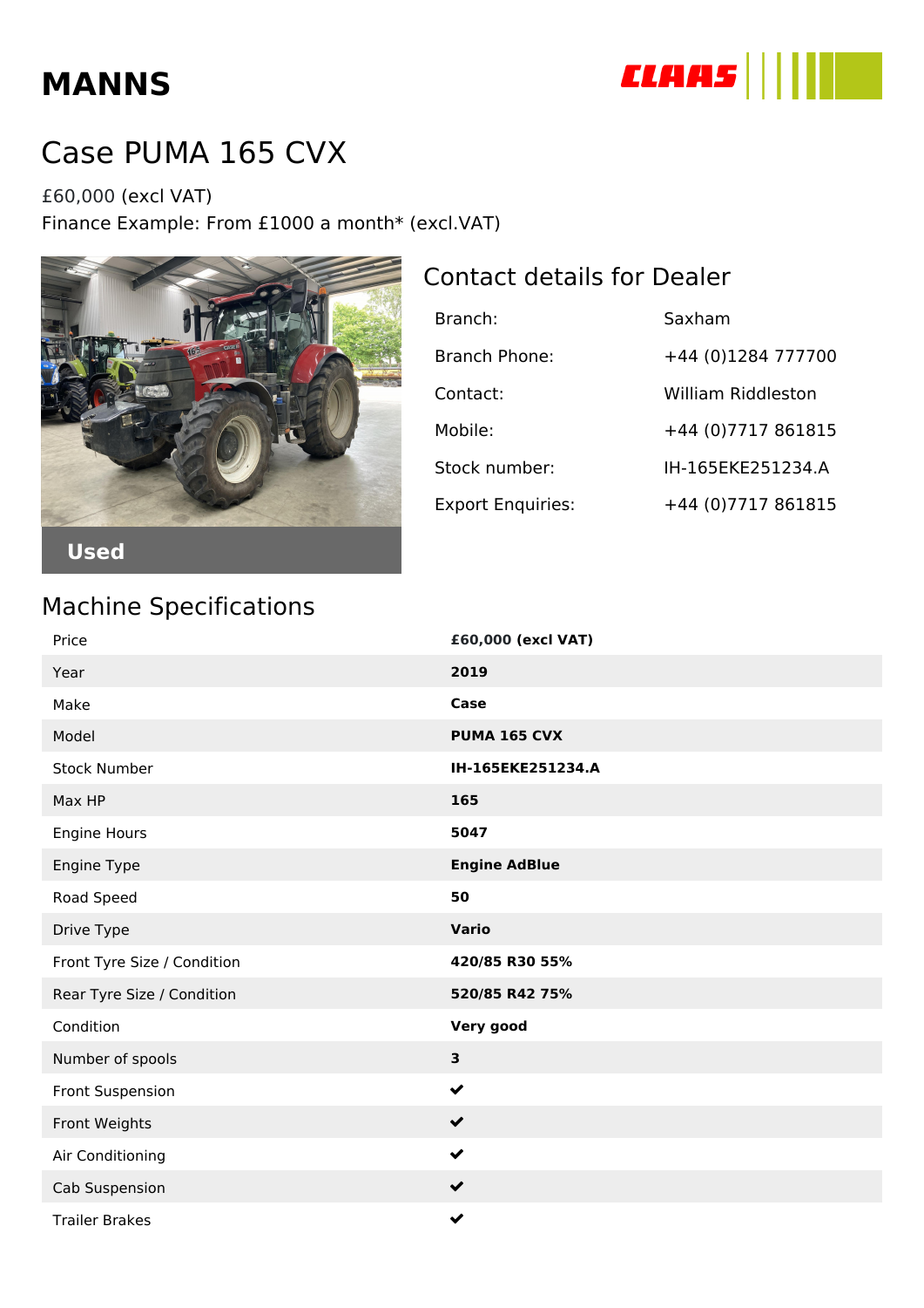# MANNS

CLAAS

## Case PUMA 165 CVX

£60,000 (excl VAT)
Finance Example: From £1000 a month* (excl.VAT)

Used

## Contact details for Dealer

| | |
|---|---|
| Branch: | Saxham |
| Branch Phone: | +44 (0)1284 777700 |
| Contact: | William Riddleston |
| Mobile: | +44 (0)7717 861815 |
| Stock number: | IH-165EKE251234.A |
| Export Enquiries: | +44 (0)7717 861815 |

## Machine Specifications

| | |
|---|---|
| Price | **£60,000 (excl VAT)** |
| Year | **2019** |
| Make | **Case** |
| Model | **PUMA 165 CVX** |
| Stock Number | **IH-165EKE251234.A** |
| Max HP | **165** |
| Engine Hours | **5047** |
| Engine Type | **Engine AdBlue** |
| Road Speed | **50** |
| Drive Type | **Vario** |
| Front Tyre Size / Condition | **420/85 R30 55%** |
| Rear Tyre Size / Condition | **520/85 R42 75%** |
| Condition | **Very good** |
| Number of spools | **3** |
| Front Suspension | ✔ |
| Front Weights | ✔ |
| Air Conditioning | ✔ |
| Cab Suspension | ✔ |
| Trailer Brakes | ✔ |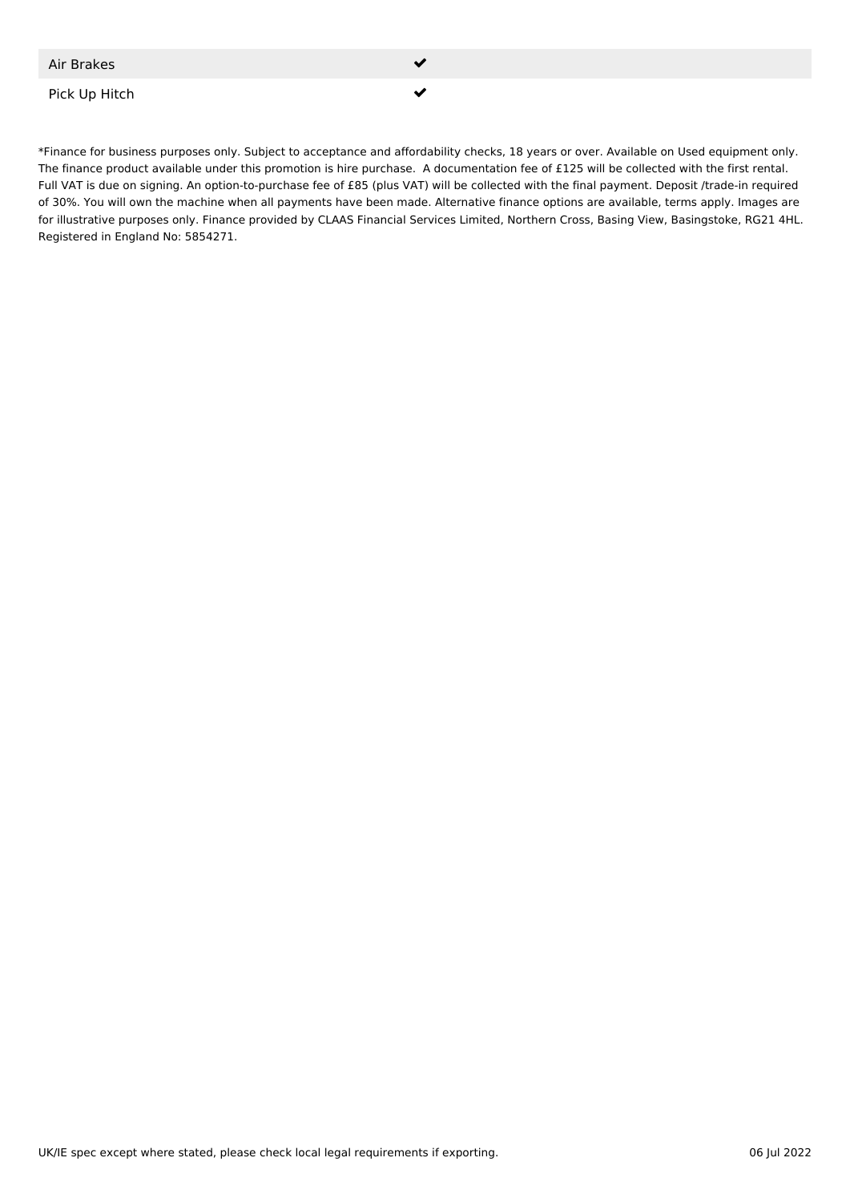| | |
|---|---|
| Air Brakes | ✔ |
| Pick Up Hitch | ✔ |

*Finance for business purposes only. Subject to acceptance and affordability checks, 18 years or over. Available on Used equipment only. The finance product available under this promotion is hire purchase. A documentation fee of £125 will be collected with the first rental. Full VAT is due on signing. An option-to-purchase fee of £85 (plus VAT) will be collected with the final payment. Deposit /trade-in required of 30%. You will own the machine when all payments have been made. Alternative finance options are available, terms apply. Images are for illustrative purposes only. Finance provided by CLAAS Financial Services Limited, Northern Cross, Basing View, Basingstoke, RG21 4HL. Registered in England No: 5854271.

UK/IE spec except where stated, please check local legal requirements if exporting.

06 Jul 2022